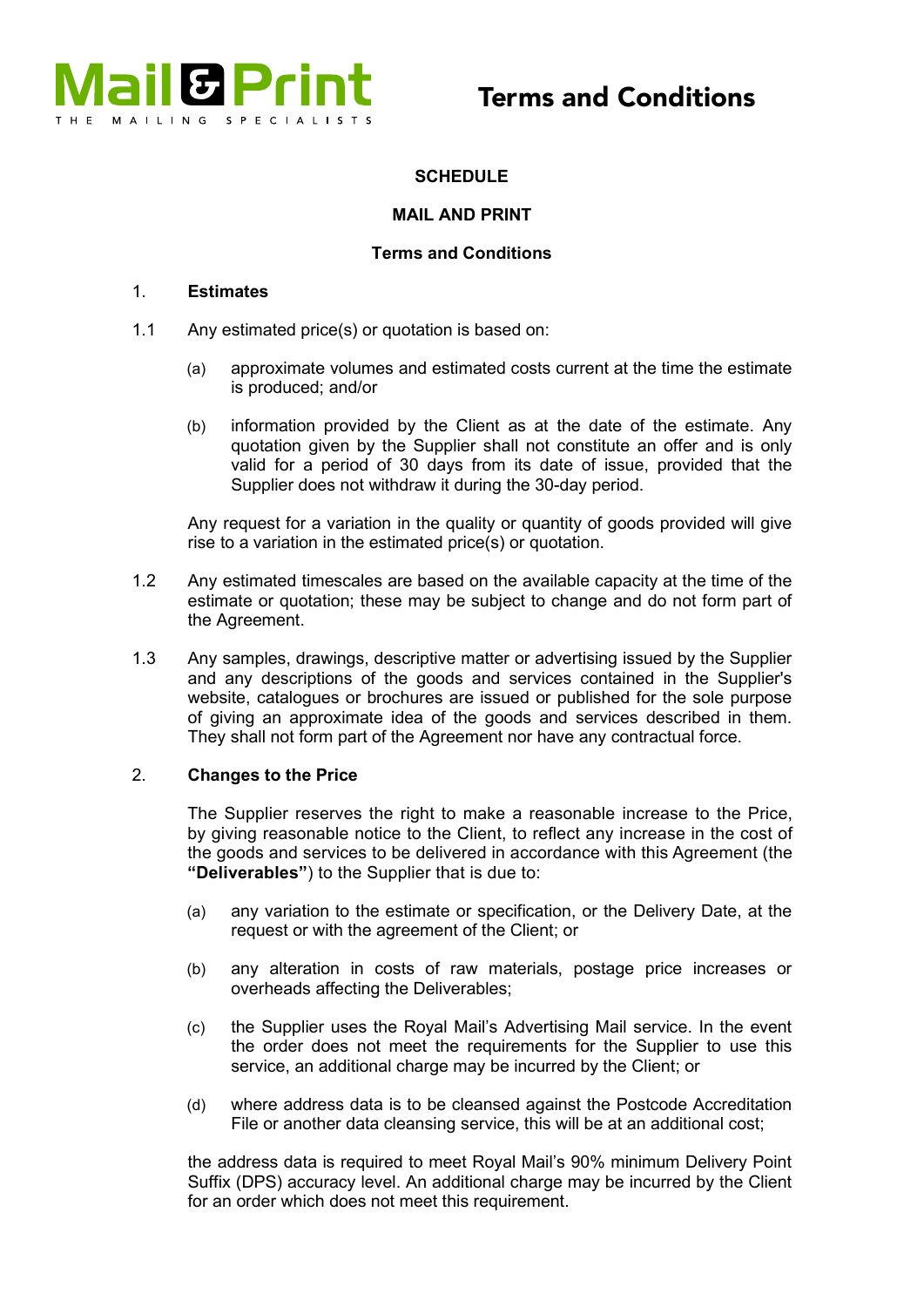# Terms and Conditions

**SCHEDULE**

**MAIL AND PRINT**

**Terms and Conditions**

## 1. Estimates

1.1 Any estimated price(s) or quotation is based on:

(a) approximate volumes and estimated costs current at the time the estimate is produced; and/or

(b) information provided by the Client as at the date of the estimate. Any quotation given by the Supplier shall not constitute an offer and is only valid for a period of 30 days from its date of issue, provided that the Supplier does not withdraw it during the 30-day period.

Any request for a variation in the quality or quantity of goods provided will give rise to a variation in the estimated price(s) or quotation.

1.2 Any estimated timescales are based on the available capacity at the time of the estimate or quotation; these may be subject to change and do not form part of the Agreement.

1.3 Any samples, drawings, descriptive matter or advertising issued by the Supplier and any descriptions of the goods and services contained in the Supplier's website, catalogues or brochures are issued or published for the sole purpose of giving an approximate idea of the goods and services described in them. They shall not form part of the Agreement nor have any contractual force.

## 2. Changes to the Price

The Supplier reserves the right to make a reasonable increase to the Price, by giving reasonable notice to the Client, to reflect any increase in the cost of the goods and services to be delivered in accordance with this Agreement (the **"Deliverables"**) to the Supplier that is due to:

(a) any variation to the estimate or specification, or the Delivery Date, at the request or with the agreement of the Client; or

(b) any alteration in costs of raw materials, postage price increases or overheads affecting the Deliverables;

(c) the Supplier uses the Royal Mail's Advertising Mail service. In the event the order does not meet the requirements for the Supplier to use this service, an additional charge may be incurred by the Client; or

(d) where address data is to be cleansed against the Postcode Accreditation File or another data cleansing service, this will be at an additional cost;

the address data is required to meet Royal Mail's 90% minimum Delivery Point Suffix (DPS) accuracy level. An additional charge may be incurred by the Client for an order which does not meet this requirement.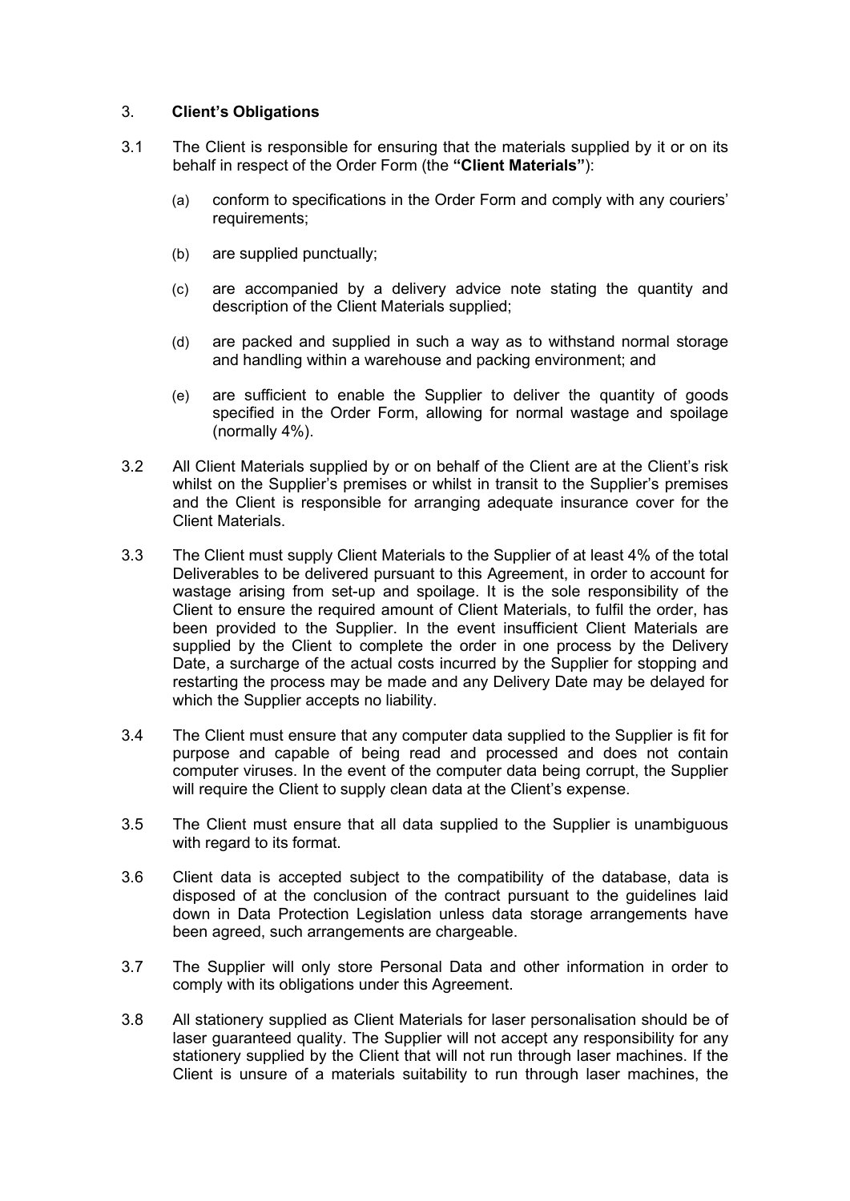## 3. **Client's Obligations**

3.1 The Client is responsible for ensuring that the materials supplied by it or on its behalf in respect of the Order Form (the **"Client Materials"**):

(a) conform to specifications in the Order Form and comply with any couriers' requirements;

(b) are supplied punctually;

(c) are accompanied by a delivery advice note stating the quantity and description of the Client Materials supplied;

(d) are packed and supplied in such a way as to withstand normal storage and handling within a warehouse and packing environment; and

(e) are sufficient to enable the Supplier to deliver the quantity of goods specified in the Order Form, allowing for normal wastage and spoilage (normally 4%).

3.2 All Client Materials supplied by or on behalf of the Client are at the Client's risk whilst on the Supplier's premises or whilst in transit to the Supplier's premises and the Client is responsible for arranging adequate insurance cover for the Client Materials.

3.3 The Client must supply Client Materials to the Supplier of at least 4% of the total Deliverables to be delivered pursuant to this Agreement, in order to account for wastage arising from set-up and spoilage. It is the sole responsibility of the Client to ensure the required amount of Client Materials, to fulfil the order, has been provided to the Supplier. In the event insufficient Client Materials are supplied by the Client to complete the order in one process by the Delivery Date, a surcharge of the actual costs incurred by the Supplier for stopping and restarting the process may be made and any Delivery Date may be delayed for which the Supplier accepts no liability.

3.4 The Client must ensure that any computer data supplied to the Supplier is fit for purpose and capable of being read and processed and does not contain computer viruses. In the event of the computer data being corrupt, the Supplier will require the Client to supply clean data at the Client's expense.

3.5 The Client must ensure that all data supplied to the Supplier is unambiguous with regard to its format.

3.6 Client data is accepted subject to the compatibility of the database, data is disposed of at the conclusion of the contract pursuant to the guidelines laid down in Data Protection Legislation unless data storage arrangements have been agreed, such arrangements are chargeable.

3.7 The Supplier will only store Personal Data and other information in order to comply with its obligations under this Agreement.

3.8 All stationery supplied as Client Materials for laser personalisation should be of laser guaranteed quality. The Supplier will not accept any responsibility for any stationery supplied by the Client that will not run through laser machines. If the Client is unsure of a materials suitability to run through laser machines, the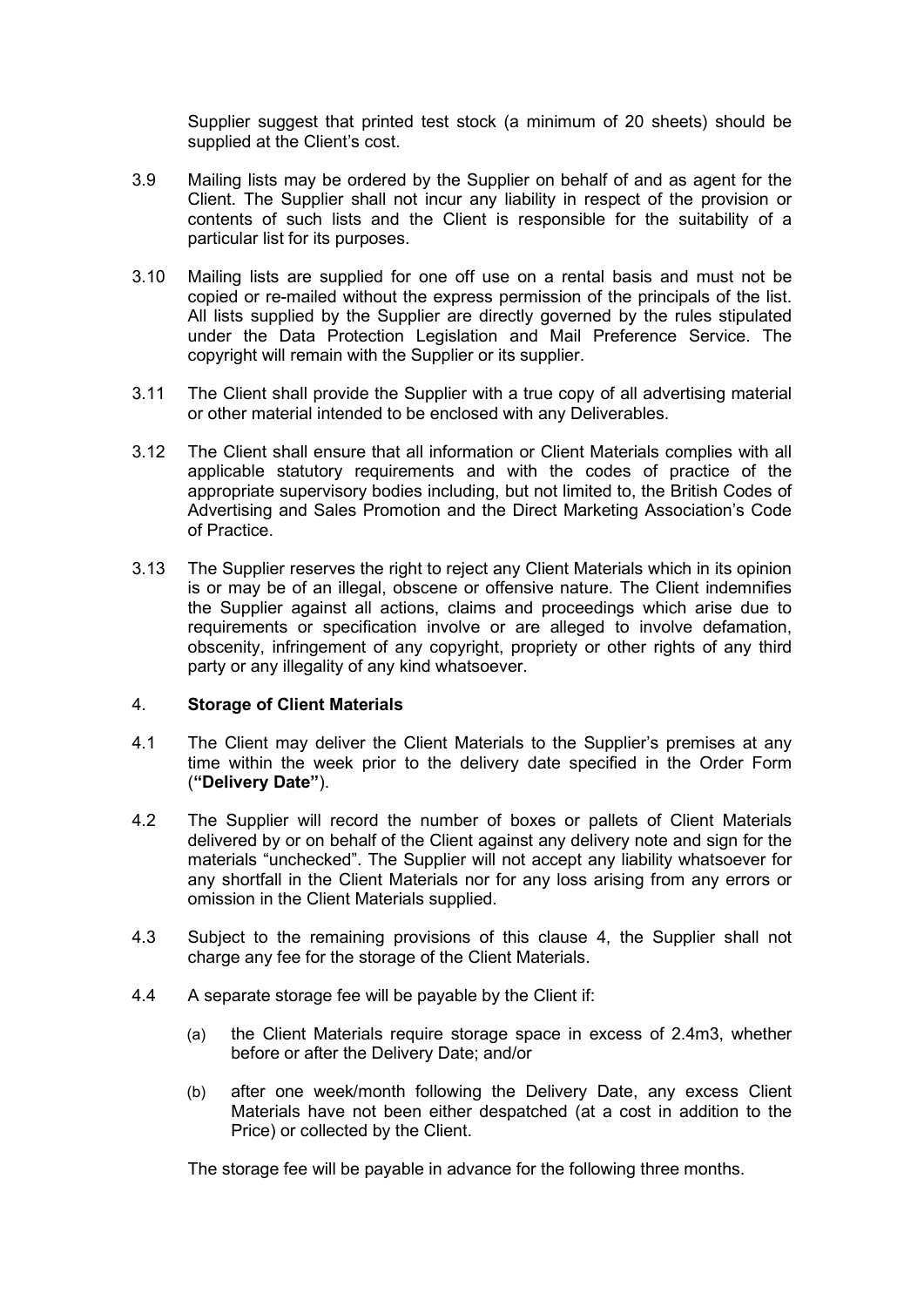Supplier suggest that printed test stock (a minimum of 20 sheets) should be supplied at the Client's cost.

3.9 Mailing lists may be ordered by the Supplier on behalf of and as agent for the Client. The Supplier shall not incur any liability in respect of the provision or contents of such lists and the Client is responsible for the suitability of a particular list for its purposes.

3.10 Mailing lists are supplied for one off use on a rental basis and must not be copied or re-mailed without the express permission of the principals of the list. All lists supplied by the Supplier are directly governed by the rules stipulated under the Data Protection Legislation and Mail Preference Service. The copyright will remain with the Supplier or its supplier.

3.11 The Client shall provide the Supplier with a true copy of all advertising material or other material intended to be enclosed with any Deliverables.

3.12 The Client shall ensure that all information or Client Materials complies with all applicable statutory requirements and with the codes of practice of the appropriate supervisory bodies including, but not limited to, the British Codes of Advertising and Sales Promotion and the Direct Marketing Association's Code of Practice.

3.13 The Supplier reserves the right to reject any Client Materials which in its opinion is or may be of an illegal, obscene or offensive nature. The Client indemnifies the Supplier against all actions, claims and proceedings which arise due to requirements or specification involve or are alleged to involve defamation, obscenity, infringement of any copyright, propriety or other rights of any third party or any illegality of any kind whatsoever.

## 4. **Storage of Client Materials**

4.1 The Client may deliver the Client Materials to the Supplier's premises at any time within the week prior to the delivery date specified in the Order Form (**"Delivery Date"**).

4.2 The Supplier will record the number of boxes or pallets of Client Materials delivered by or on behalf of the Client against any delivery note and sign for the materials "unchecked". The Supplier will not accept any liability whatsoever for any shortfall in the Client Materials nor for any loss arising from any errors or omission in the Client Materials supplied.

4.3 Subject to the remaining provisions of this clause 4, the Supplier shall not charge any fee for the storage of the Client Materials.

4.4 A separate storage fee will be payable by the Client if:

(a) the Client Materials require storage space in excess of 2.4m3, whether before or after the Delivery Date; and/or

(b) after one week/month following the Delivery Date, any excess Client Materials have not been either despatched (at a cost in addition to the Price) or collected by the Client.

The storage fee will be payable in advance for the following three months.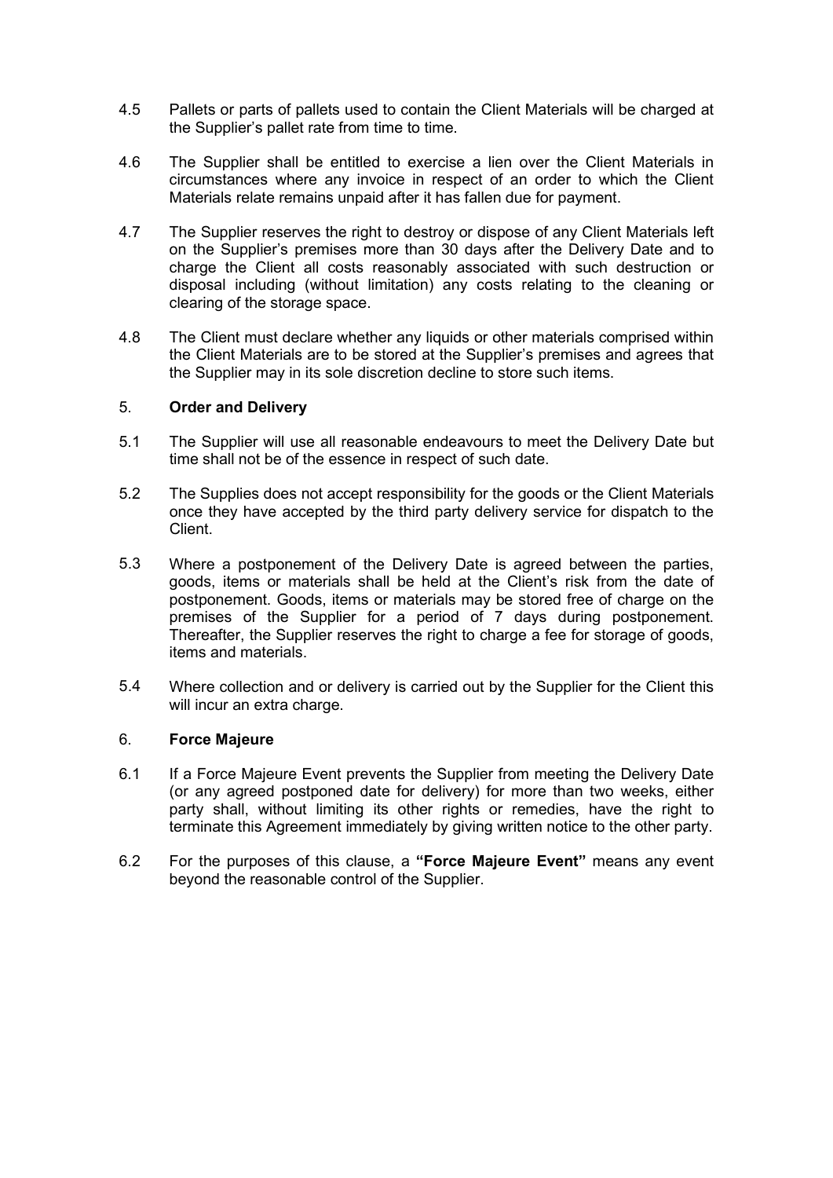4.5 Pallets or parts of pallets used to contain the Client Materials will be charged at the Supplier's pallet rate from time to time.

4.6 The Supplier shall be entitled to exercise a lien over the Client Materials in circumstances where any invoice in respect of an order to which the Client Materials relate remains unpaid after it has fallen due for payment.

4.7 The Supplier reserves the right to destroy or dispose of any Client Materials left on the Supplier's premises more than 30 days after the Delivery Date and to charge the Client all costs reasonably associated with such destruction or disposal including (without limitation) any costs relating to the cleaning or clearing of the storage space.

4.8 The Client must declare whether any liquids or other materials comprised within the Client Materials are to be stored at the Supplier's premises and agrees that the Supplier may in its sole discretion decline to store such items.

## 5. **Order and Delivery**

5.1 The Supplier will use all reasonable endeavours to meet the Delivery Date but time shall not be of the essence in respect of such date.

5.2 The Supplies does not accept responsibility for the goods or the Client Materials once they have accepted by the third party delivery service for dispatch to the Client.

5.3 Where a postponement of the Delivery Date is agreed between the parties, goods, items or materials shall be held at the Client's risk from the date of postponement. Goods, items or materials may be stored free of charge on the premises of the Supplier for a period of 7 days during postponement. Thereafter, the Supplier reserves the right to charge a fee for storage of goods, items and materials.

5.4 Where collection and or delivery is carried out by the Supplier for the Client this will incur an extra charge.

## 6. **Force Majeure**

6.1 If a Force Majeure Event prevents the Supplier from meeting the Delivery Date (or any agreed postponed date for delivery) for more than two weeks, either party shall, without limiting its other rights or remedies, have the right to terminate this Agreement immediately by giving written notice to the other party.

6.2 For the purposes of this clause, a **"Force Majeure Event"** means any event beyond the reasonable control of the Supplier.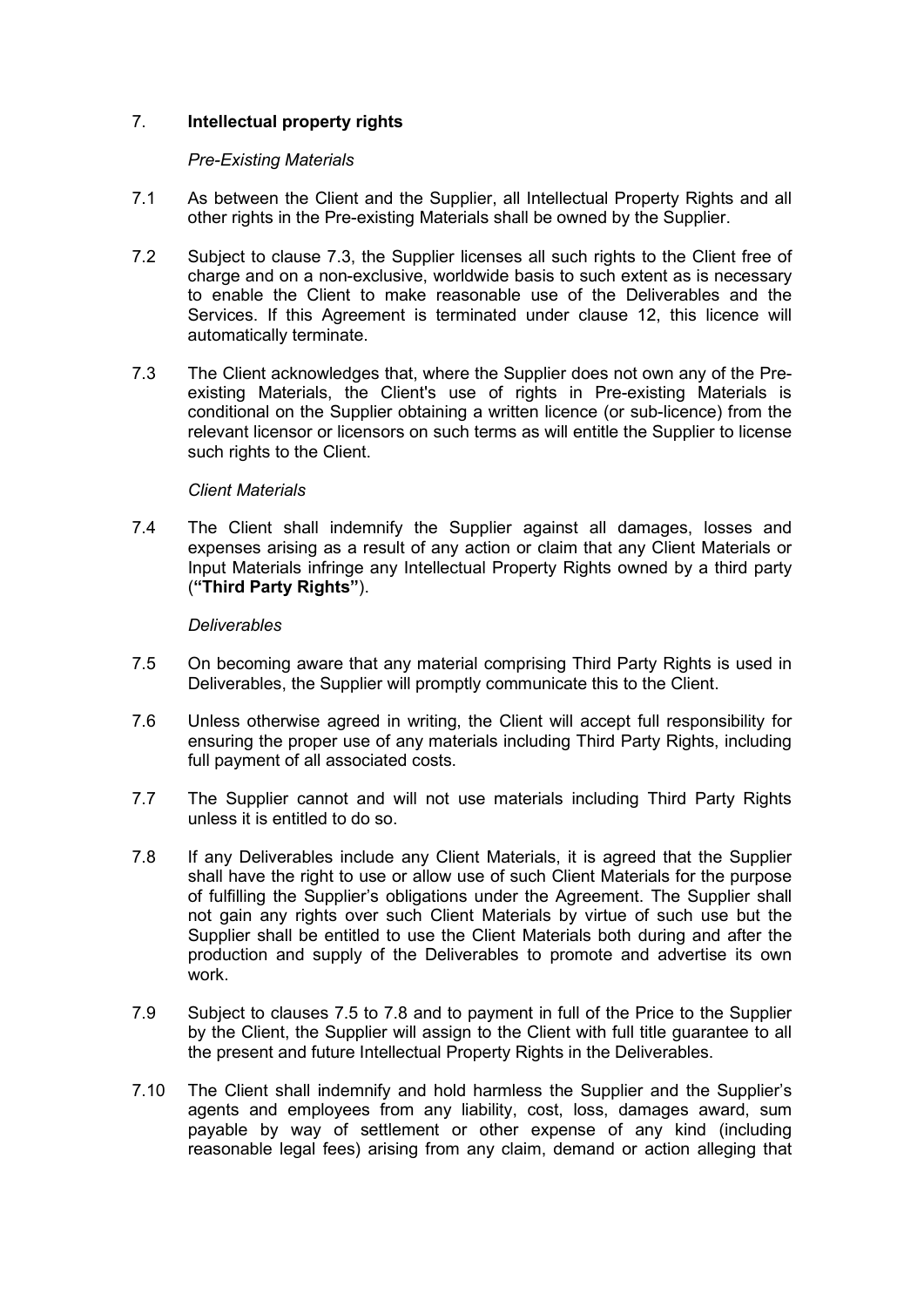## 7. **Intellectual property rights**

*Pre-Existing Materials*

7.1 As between the Client and the Supplier, all Intellectual Property Rights and all other rights in the Pre-existing Materials shall be owned by the Supplier.

7.2 Subject to clause 7.3, the Supplier licenses all such rights to the Client free of charge and on a non-exclusive, worldwide basis to such extent as is necessary to enable the Client to make reasonable use of the Deliverables and the Services. If this Agreement is terminated under clause 12, this licence will automatically terminate.

7.3 The Client acknowledges that, where the Supplier does not own any of the Pre-existing Materials, the Client's use of rights in Pre-existing Materials is conditional on the Supplier obtaining a written licence (or sub-licence) from the relevant licensor or licensors on such terms as will entitle the Supplier to license such rights to the Client.

*Client Materials*

7.4 The Client shall indemnify the Supplier against all damages, losses and expenses arising as a result of any action or claim that any Client Materials or Input Materials infringe any Intellectual Property Rights owned by a third party (**"Third Party Rights"**).

*Deliverables*

7.5 On becoming aware that any material comprising Third Party Rights is used in Deliverables, the Supplier will promptly communicate this to the Client.

7.6 Unless otherwise agreed in writing, the Client will accept full responsibility for ensuring the proper use of any materials including Third Party Rights, including full payment of all associated costs.

7.7 The Supplier cannot and will not use materials including Third Party Rights unless it is entitled to do so.

7.8 If any Deliverables include any Client Materials, it is agreed that the Supplier shall have the right to use or allow use of such Client Materials for the purpose of fulfilling the Supplier's obligations under the Agreement. The Supplier shall not gain any rights over such Client Materials by virtue of such use but the Supplier shall be entitled to use the Client Materials both during and after the production and supply of the Deliverables to promote and advertise its own work.

7.9 Subject to clauses 7.5 to 7.8 and to payment in full of the Price to the Supplier by the Client, the Supplier will assign to the Client with full title guarantee to all the present and future Intellectual Property Rights in the Deliverables.

7.10 The Client shall indemnify and hold harmless the Supplier and the Supplier's agents and employees from any liability, cost, loss, damages award, sum payable by way of settlement or other expense of any kind (including reasonable legal fees) arising from any claim, demand or action alleging that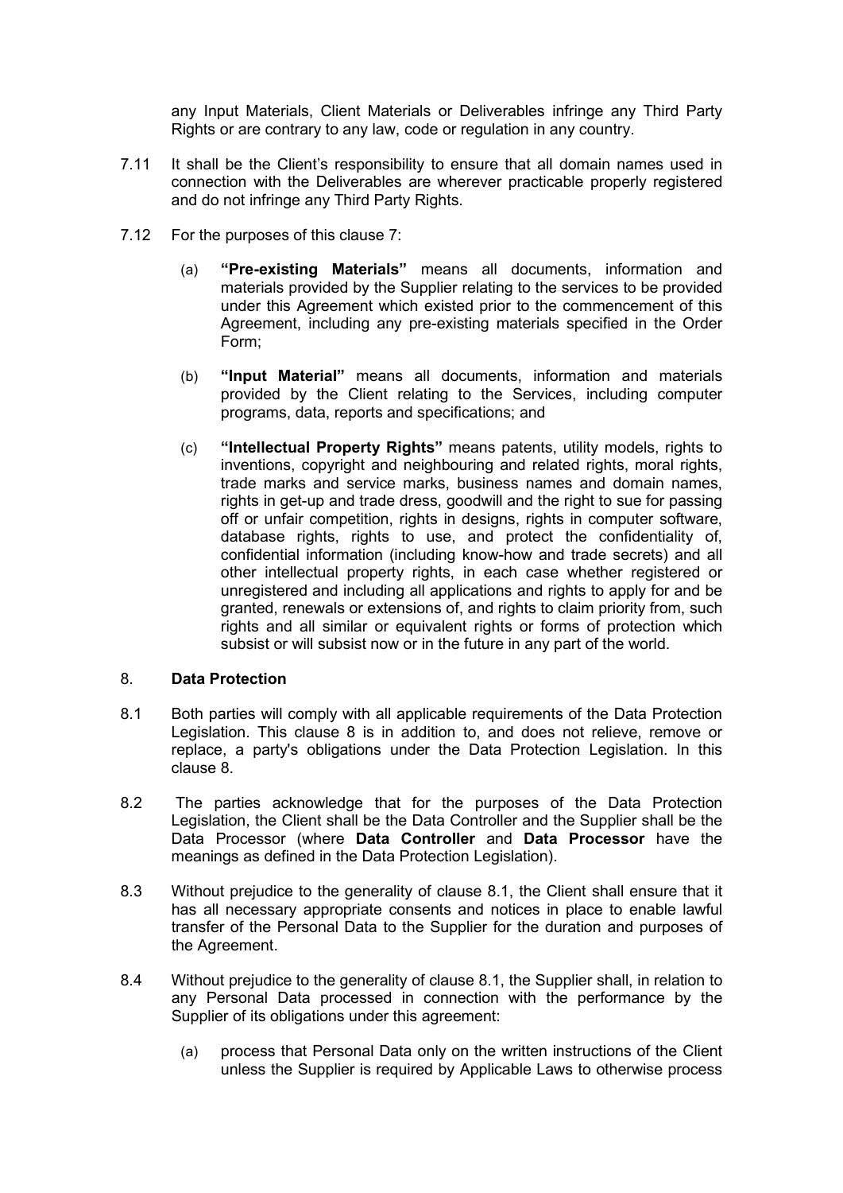any Input Materials, Client Materials or Deliverables infringe any Third Party Rights or are contrary to any law, code or regulation in any country.

7.11 It shall be the Client's responsibility to ensure that all domain names used in connection with the Deliverables are wherever practicable properly registered and do not infringe any Third Party Rights.

7.12 For the purposes of this clause 7:

(a) **"Pre-existing Materials"** means all documents, information and materials provided by the Supplier relating to the services to be provided under this Agreement which existed prior to the commencement of this Agreement, including any pre-existing materials specified in the Order Form;

(b) **"Input Material"** means all documents, information and materials provided by the Client relating to the Services, including computer programs, data, reports and specifications; and

(c) **"Intellectual Property Rights"** means patents, utility models, rights to inventions, copyright and neighbouring and related rights, moral rights, trade marks and service marks, business names and domain names, rights in get-up and trade dress, goodwill and the right to sue for passing off or unfair competition, rights in designs, rights in computer software, database rights, rights to use, and protect the confidentiality of, confidential information (including know-how and trade secrets) and all other intellectual property rights, in each case whether registered or unregistered and including all applications and rights to apply for and be granted, renewals or extensions of, and rights to claim priority from, such rights and all similar or equivalent rights or forms of protection which subsist or will subsist now or in the future in any part of the world.

## 8. Data Protection

8.1 Both parties will comply with all applicable requirements of the Data Protection Legislation. This clause 8 is in addition to, and does not relieve, remove or replace, a party's obligations under the Data Protection Legislation. In this clause 8.

8.2 The parties acknowledge that for the purposes of the Data Protection Legislation, the Client shall be the Data Controller and the Supplier shall be the Data Processor (where **Data Controller** and **Data Processor** have the meanings as defined in the Data Protection Legislation).

8.3 Without prejudice to the generality of clause 8.1, the Client shall ensure that it has all necessary appropriate consents and notices in place to enable lawful transfer of the Personal Data to the Supplier for the duration and purposes of the Agreement.

8.4 Without prejudice to the generality of clause 8.1, the Supplier shall, in relation to any Personal Data processed in connection with the performance by the Supplier of its obligations under this agreement:

(a) process that Personal Data only on the written instructions of the Client unless the Supplier is required by Applicable Laws to otherwise process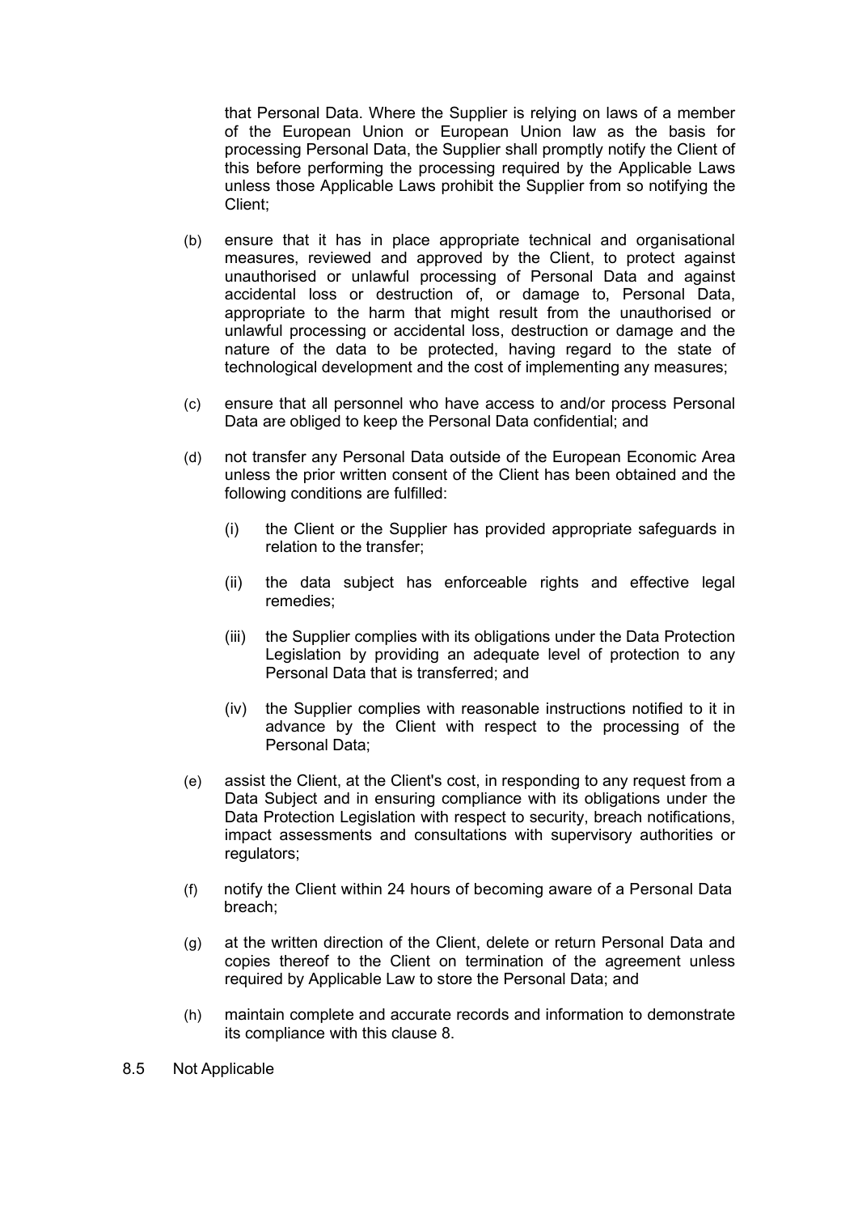that Personal Data. Where the Supplier is relying on laws of a member of the European Union or European Union law as the basis for processing Personal Data, the Supplier shall promptly notify the Client of this before performing the processing required by the Applicable Laws unless those Applicable Laws prohibit the Supplier from so notifying the Client;

(b) ensure that it has in place appropriate technical and organisational measures, reviewed and approved by the Client, to protect against unauthorised or unlawful processing of Personal Data and against accidental loss or destruction of, or damage to, Personal Data, appropriate to the harm that might result from the unauthorised or unlawful processing or accidental loss, destruction or damage and the nature of the data to be protected, having regard to the state of technological development and the cost of implementing any measures;

(c) ensure that all personnel who have access to and/or process Personal Data are obliged to keep the Personal Data confidential; and

(d) not transfer any Personal Data outside of the European Economic Area unless the prior written consent of the Client has been obtained and the following conditions are fulfilled:

   (i) the Client or the Supplier has provided appropriate safeguards in relation to the transfer;

   (ii) the data subject has enforceable rights and effective legal remedies;

   (iii) the Supplier complies with its obligations under the Data Protection Legislation by providing an adequate level of protection to any Personal Data that is transferred; and

   (iv) the Supplier complies with reasonable instructions notified to it in advance by the Client with respect to the processing of the Personal Data;

(e) assist the Client, at the Client's cost, in responding to any request from a Data Subject and in ensuring compliance with its obligations under the Data Protection Legislation with respect to security, breach notifications, impact assessments and consultations with supervisory authorities or regulators;

(f) notify the Client within 24 hours of becoming aware of a Personal Data breach;

(g) at the written direction of the Client, delete or return Personal Data and copies thereof to the Client on termination of the agreement unless required by Applicable Law to store the Personal Data; and

(h) maintain complete and accurate records and information to demonstrate its compliance with this clause 8.

8.5 Not Applicable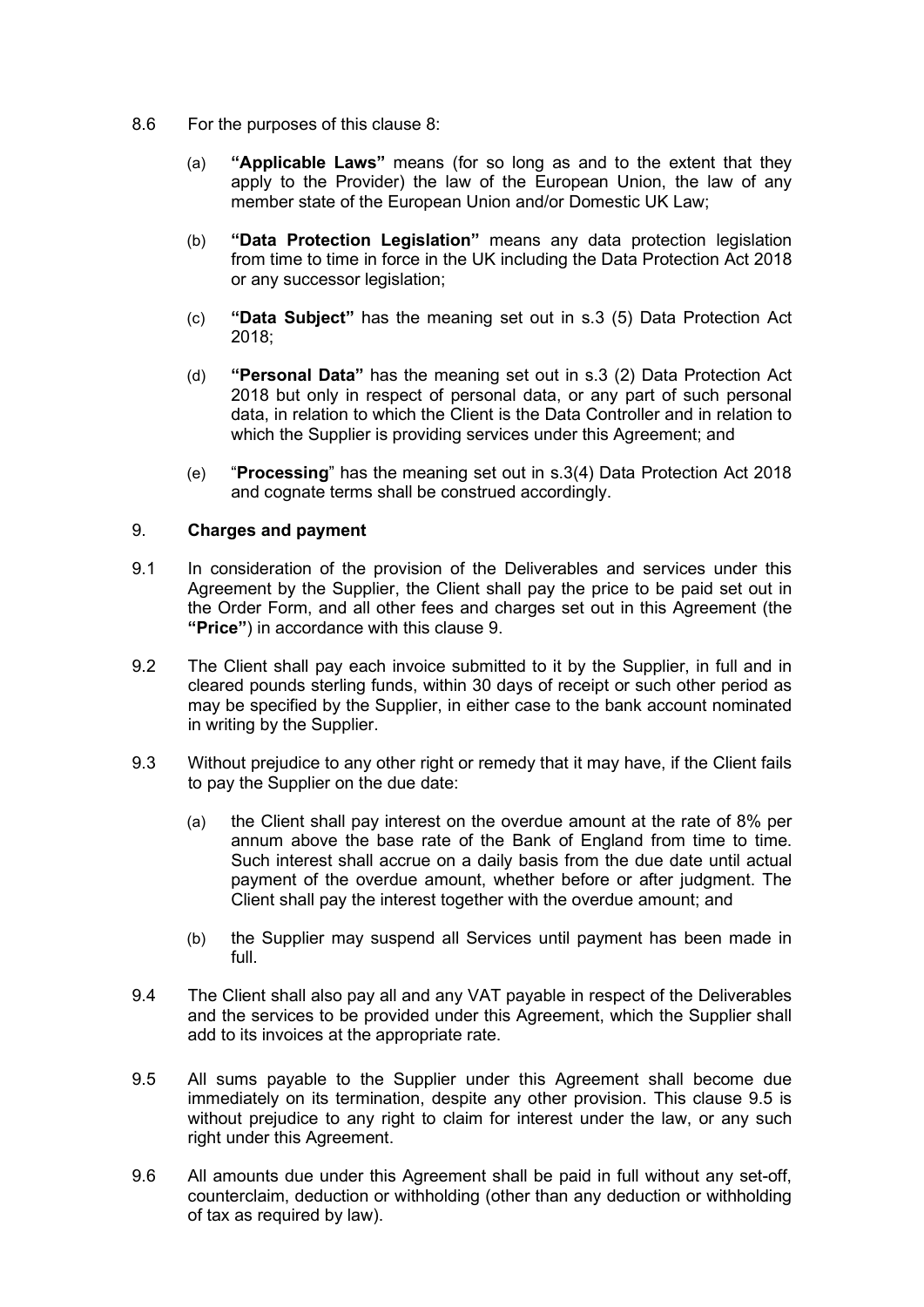8.6 For the purposes of this clause 8:

(a) **"Applicable Laws"** means (for so long as and to the extent that they apply to the Provider) the law of the European Union, the law of any member state of the European Union and/or Domestic UK Law;

(b) **"Data Protection Legislation"** means any data protection legislation from time to time in force in the UK including the Data Protection Act 2018 or any successor legislation;

(c) **"Data Subject"** has the meaning set out in s.3 (5) Data Protection Act 2018;

(d) **"Personal Data"** has the meaning set out in s.3 (2) Data Protection Act 2018 but only in respect of personal data, or any part of such personal data, in relation to which the Client is the Data Controller and in relation to which the Supplier is providing services under this Agreement; and

(e) "**Processing**" has the meaning set out in s.3(4) Data Protection Act 2018 and cognate terms shall be construed accordingly.

## 9. Charges and payment

9.1 In consideration of the provision of the Deliverables and services under this Agreement by the Supplier, the Client shall pay the price to be paid set out in the Order Form, and all other fees and charges set out in this Agreement (the **"Price"**) in accordance with this clause 9.

9.2 The Client shall pay each invoice submitted to it by the Supplier, in full and in cleared pounds sterling funds, within 30 days of receipt or such other period as may be specified by the Supplier, in either case to the bank account nominated in writing by the Supplier.

9.3 Without prejudice to any other right or remedy that it may have, if the Client fails to pay the Supplier on the due date:

(a) the Client shall pay interest on the overdue amount at the rate of 8% per annum above the base rate of the Bank of England from time to time. Such interest shall accrue on a daily basis from the due date until actual payment of the overdue amount, whether before or after judgment. The Client shall pay the interest together with the overdue amount; and

(b) the Supplier may suspend all Services until payment has been made in full.

9.4 The Client shall also pay all and any VAT payable in respect of the Deliverables and the services to be provided under this Agreement, which the Supplier shall add to its invoices at the appropriate rate.

9.5 All sums payable to the Supplier under this Agreement shall become due immediately on its termination, despite any other provision. This clause 9.5 is without prejudice to any right to claim for interest under the law, or any such right under this Agreement.

9.6 All amounts due under this Agreement shall be paid in full without any set-off, counterclaim, deduction or withholding (other than any deduction or withholding of tax as required by law).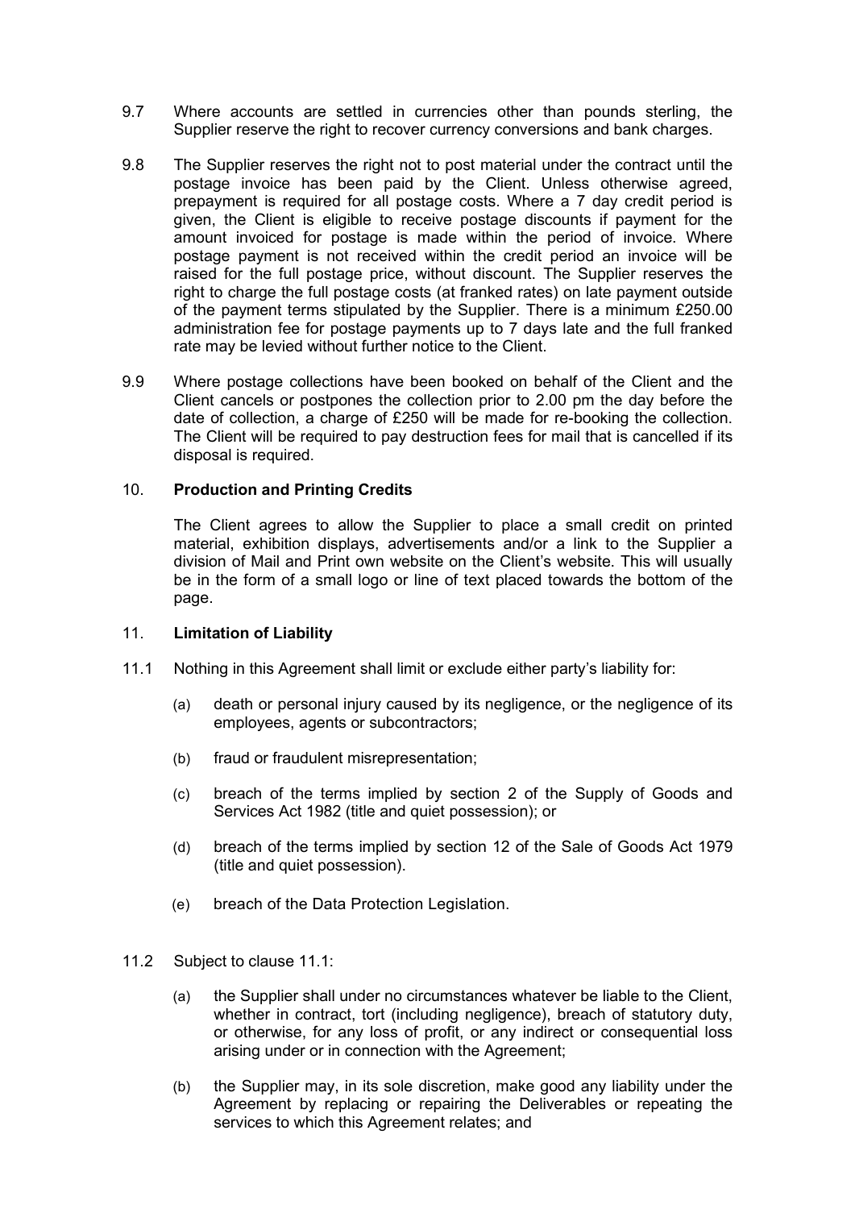9.7 Where accounts are settled in currencies other than pounds sterling, the Supplier reserve the right to recover currency conversions and bank charges.

9.8 The Supplier reserves the right not to post material under the contract until the postage invoice has been paid by the Client. Unless otherwise agreed, prepayment is required for all postage costs. Where a 7 day credit period is given, the Client is eligible to receive postage discounts if payment for the amount invoiced for postage is made within the period of invoice. Where postage payment is not received within the credit period an invoice will be raised for the full postage price, without discount. The Supplier reserves the right to charge the full postage costs (at franked rates) on late payment outside of the payment terms stipulated by the Supplier. There is a minimum £250.00 administration fee for postage payments up to 7 days late and the full franked rate may be levied without further notice to the Client.

9.9 Where postage collections have been booked on behalf of the Client and the Client cancels or postpones the collection prior to 2.00 pm the day before the date of collection, a charge of £250 will be made for re-booking the collection. The Client will be required to pay destruction fees for mail that is cancelled if its disposal is required.

## 10. Production and Printing Credits

The Client agrees to allow the Supplier to place a small credit on printed material, exhibition displays, advertisements and/or a link to the Supplier a division of Mail and Print own website on the Client's website. This will usually be in the form of a small logo or line of text placed towards the bottom of the page.

## 11. Limitation of Liability

11.1 Nothing in this Agreement shall limit or exclude either party's liability for:

(a) death or personal injury caused by its negligence, or the negligence of its employees, agents or subcontractors;

(b) fraud or fraudulent misrepresentation;

(c) breach of the terms implied by section 2 of the Supply of Goods and Services Act 1982 (title and quiet possession); or

(d) breach of the terms implied by section 12 of the Sale of Goods Act 1979 (title and quiet possession).

(e) breach of the Data Protection Legislation.

11.2 Subject to clause 11.1:

(a) the Supplier shall under no circumstances whatever be liable to the Client, whether in contract, tort (including negligence), breach of statutory duty, or otherwise, for any loss of profit, or any indirect or consequential loss arising under or in connection with the Agreement;

(b) the Supplier may, in its sole discretion, make good any liability under the Agreement by replacing or repairing the Deliverables or repeating the services to which this Agreement relates; and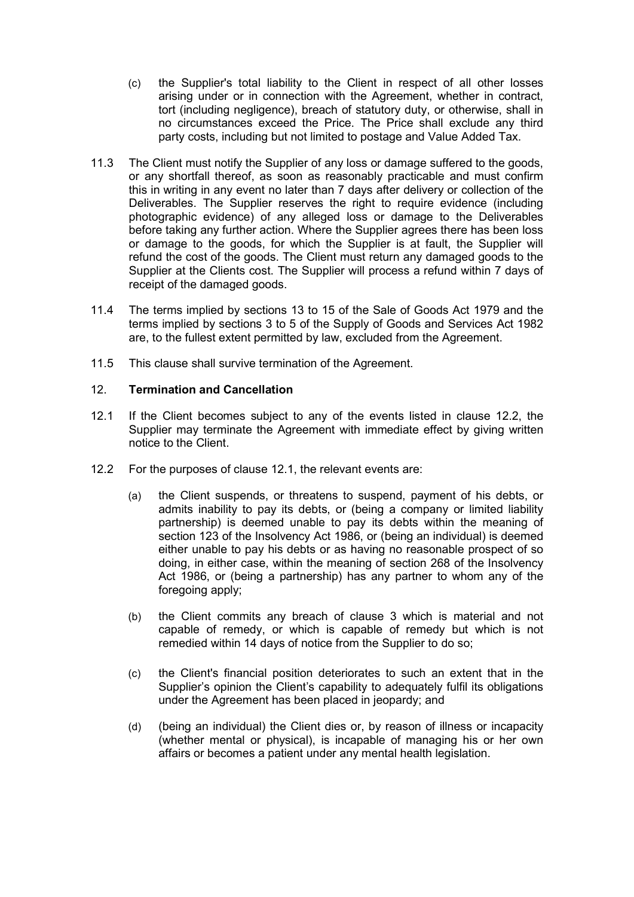(c) the Supplier's total liability to the Client in respect of all other losses arising under or in connection with the Agreement, whether in contract, tort (including negligence), breach of statutory duty, or otherwise, shall in no circumstances exceed the Price. The Price shall exclude any third party costs, including but not limited to postage and Value Added Tax.

11.3 The Client must notify the Supplier of any loss or damage suffered to the goods, or any shortfall thereof, as soon as reasonably practicable and must confirm this in writing in any event no later than 7 days after delivery or collection of the Deliverables. The Supplier reserves the right to require evidence (including photographic evidence) of any alleged loss or damage to the Deliverables before taking any further action. Where the Supplier agrees there has been loss or damage to the goods, for which the Supplier is at fault, the Supplier will refund the cost of the goods. The Client must return any damaged goods to the Supplier at the Clients cost. The Supplier will process a refund within 7 days of receipt of the damaged goods.

11.4 The terms implied by sections 13 to 15 of the Sale of Goods Act 1979 and the terms implied by sections 3 to 5 of the Supply of Goods and Services Act 1982 are, to the fullest extent permitted by law, excluded from the Agreement.

11.5 This clause shall survive termination of the Agreement.

## 12. Termination and Cancellation

12.1 If the Client becomes subject to any of the events listed in clause 12.2, the Supplier may terminate the Agreement with immediate effect by giving written notice to the Client.

12.2 For the purposes of clause 12.1, the relevant events are:

(a) the Client suspends, or threatens to suspend, payment of his debts, or admits inability to pay its debts, or (being a company or limited liability partnership) is deemed unable to pay its debts within the meaning of section 123 of the Insolvency Act 1986, or (being an individual) is deemed either unable to pay his debts or as having no reasonable prospect of so doing, in either case, within the meaning of section 268 of the Insolvency Act 1986, or (being a partnership) has any partner to whom any of the foregoing apply;

(b) the Client commits any breach of clause 3 which is material and not capable of remedy, or which is capable of remedy but which is not remedied within 14 days of notice from the Supplier to do so;

(c) the Client's financial position deteriorates to such an extent that in the Supplier's opinion the Client's capability to adequately fulfil its obligations under the Agreement has been placed in jeopardy; and

(d) (being an individual) the Client dies or, by reason of illness or incapacity (whether mental or physical), is incapable of managing his or her own affairs or becomes a patient under any mental health legislation.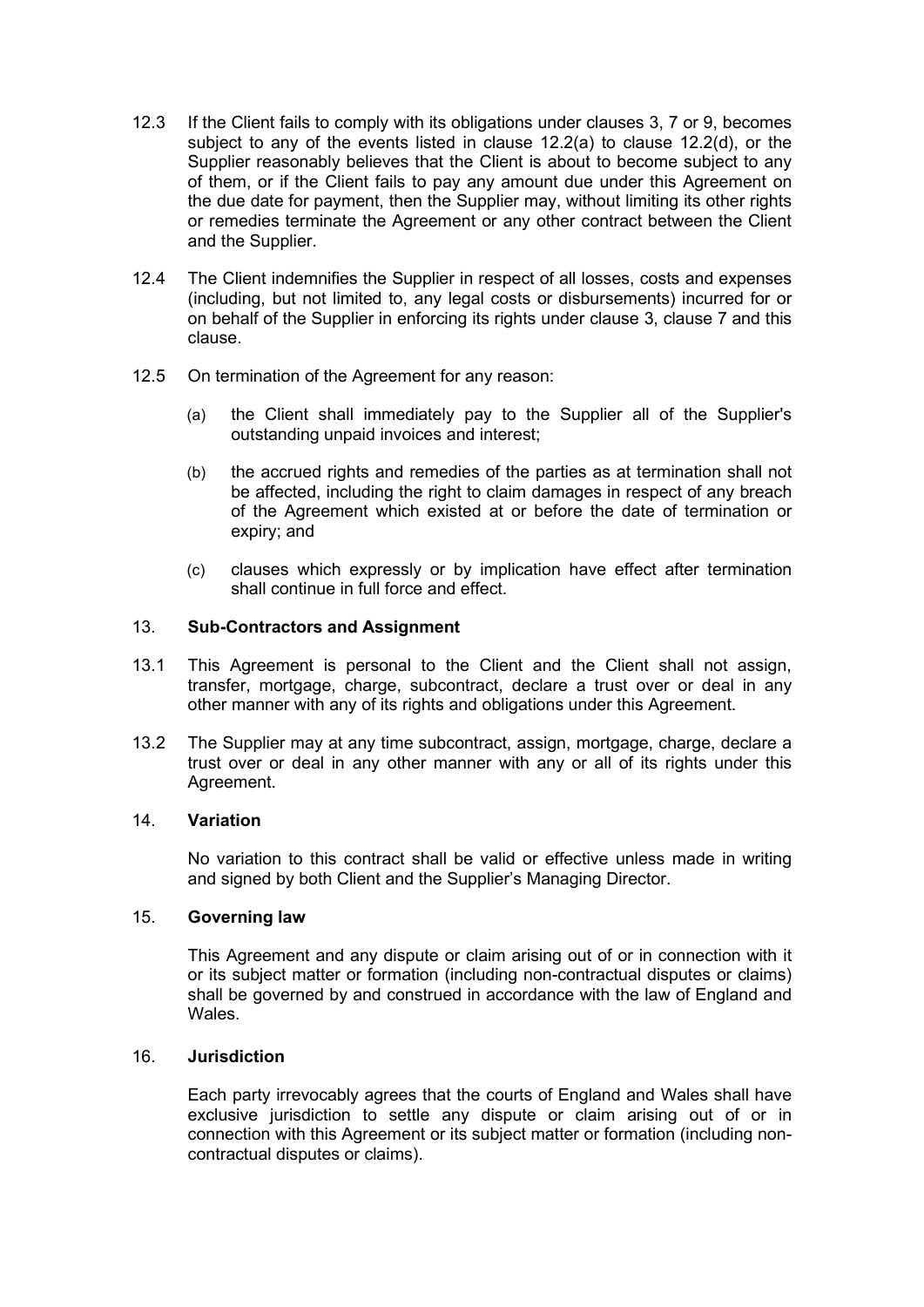12.3 If the Client fails to comply with its obligations under clauses 3, 7 or 9, becomes subject to any of the events listed in clause 12.2(a) to clause 12.2(d), or the Supplier reasonably believes that the Client is about to become subject to any of them, or if the Client fails to pay any amount due under this Agreement on the due date for payment, then the Supplier may, without limiting its other rights or remedies terminate the Agreement or any other contract between the Client and the Supplier.

12.4 The Client indemnifies the Supplier in respect of all losses, costs and expenses (including, but not limited to, any legal costs or disbursements) incurred for or on behalf of the Supplier in enforcing its rights under clause 3, clause 7 and this clause.

12.5 On termination of the Agreement for any reason:

(a) the Client shall immediately pay to the Supplier all of the Supplier's outstanding unpaid invoices and interest;

(b) the accrued rights and remedies of the parties as at termination shall not be affected, including the right to claim damages in respect of any breach of the Agreement which existed at or before the date of termination or expiry; and

(c) clauses which expressly or by implication have effect after termination shall continue in full force and effect.

## 13. Sub-Contractors and Assignment

13.1 This Agreement is personal to the Client and the Client shall not assign, transfer, mortgage, charge, subcontract, declare a trust over or deal in any other manner with any of its rights and obligations under this Agreement.

13.2 The Supplier may at any time subcontract, assign, mortgage, charge, declare a trust over or deal in any other manner with any or all of its rights under this Agreement.

## 14. Variation

No variation to this contract shall be valid or effective unless made in writing and signed by both Client and the Supplier's Managing Director.

## 15. Governing law

This Agreement and any dispute or claim arising out of or in connection with it or its subject matter or formation (including non-contractual disputes or claims) shall be governed by and construed in accordance with the law of England and Wales.

## 16. Jurisdiction

Each party irrevocably agrees that the courts of England and Wales shall have exclusive jurisdiction to settle any dispute or claim arising out of or in connection with this Agreement or its subject matter or formation (including non-contractual disputes or claims).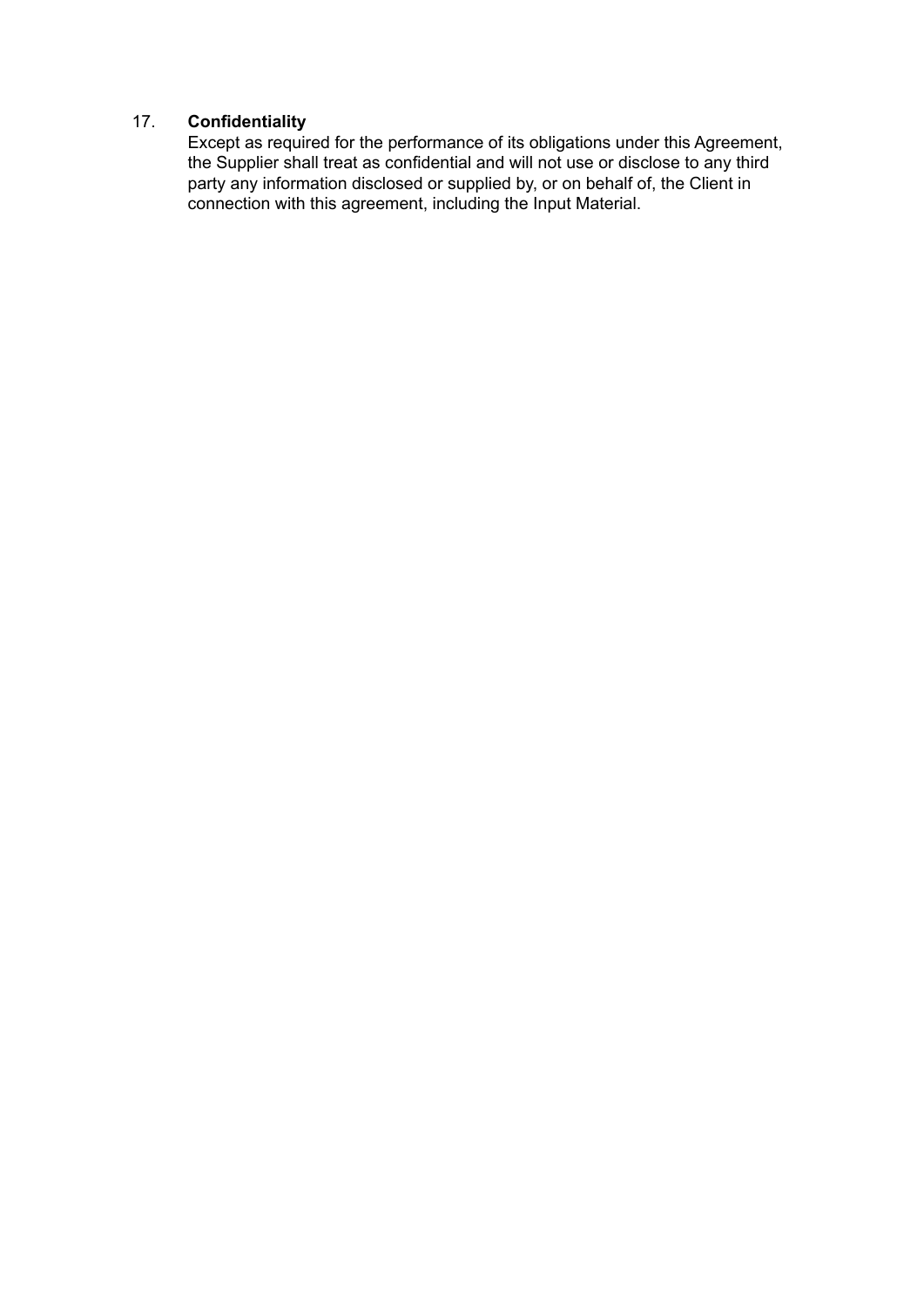17. **Confidentiality**

Except as required for the performance of its obligations under this Agreement, the Supplier shall treat as confidential and will not use or disclose to any third party any information disclosed or supplied by, or on behalf of, the Client in connection with this agreement, including the Input Material.